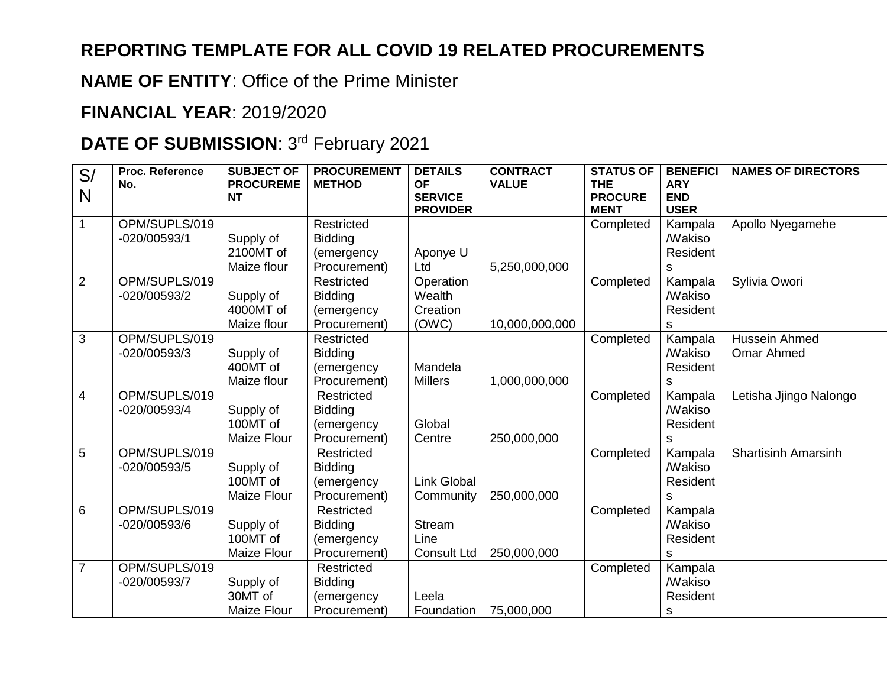**REPORTING TEMPLATE FOR ALL COVID 19 RELATED PROCUREMENTS**

**NAME OF ENTITY**: Office of the Prime Minister

**FINANCIAL YEAR**: 2019/2020

**DATE OF SUBMISSION**: 3rd February 2021

| S/N | Proc. Reference No. | SUBJECT OF PROCUREMENT | PROCUREMENT METHOD | DETAILS OF SERVICE PROVIDER | CONTRACT VALUE | STATUS OF THE PROCUREMENT | BENEFICIARY END USER | NAMES OF DIRECTORS |
|---|---|---|---|---|---|---|---|---|
| 1 | OPM/SUPLS/019-020/00593/1 | Supply of 2100MT of Maize flour | Restricted Bidding (emergency Procurement) | Aponye U Ltd | 5,250,000,000 | Completed | Kampala /Wakiso Residents | Apollo Nyegamehe |
| 2 | OPM/SUPLS/019-020/00593/2 | Supply of 4000MT of Maize flour | Restricted Bidding (emergency Procurement) | Operation Wealth Creation (OWC) | 10,000,000,000 | Completed | Kampala /Wakiso Residents | Sylivia Owori |
| 3 | OPM/SUPLS/019-020/00593/3 | Supply of 400MT of Maize flour | Restricted Bidding (emergency Procurement) | Mandela Millers | 1,000,000,000 | Completed | Kampala /Wakiso Residents | Hussein Ahmed Omar Ahmed |
| 4 | OPM/SUPLS/019-020/00593/4 | Supply of 100MT of Maize Flour | Restricted Bidding (emergency Procurement) | Global Centre | 250,000,000 | Completed | Kampala /Wakiso Residents | Letisha Jjingo Nalongo |
| 5 | OPM/SUPLS/019-020/00593/5 | Supply of 100MT of Maize Flour | Restricted Bidding (emergency Procurement) | Link Global Community | 250,000,000 | Completed | Kampala /Wakiso Residents | Shartisinh Amarsinh |
| 6 | OPM/SUPLS/019-020/00593/6 | Supply of 100MT of Maize Flour | Restricted Bidding (emergency Procurement) | Stream Line Consult Ltd | 250,000,000 | Completed | Kampala /Wakiso Residents | |
| 7 | OPM/SUPLS/019-020/00593/7 | Supply of 30MT of Maize Flour | Restricted Bidding (emergency Procurement) | Leela Foundation | 75,000,000 | Completed | Kampala /Wakiso Residents | |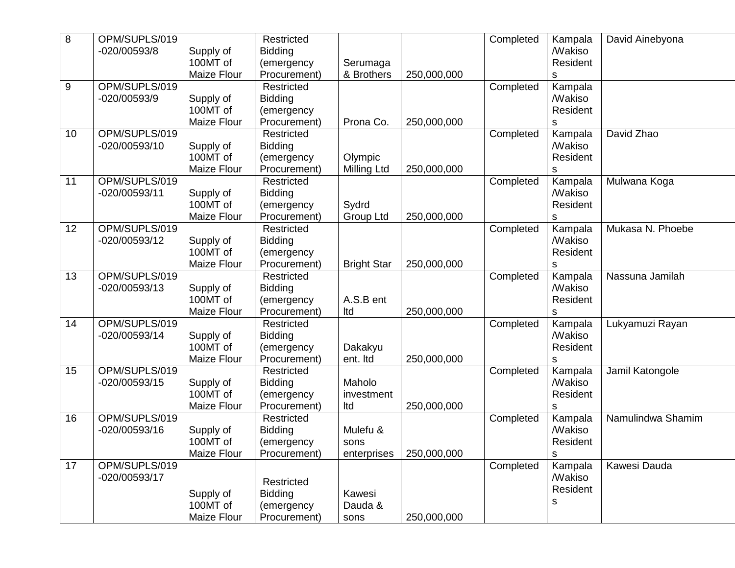| 8 | OPM/SUPLS/019-020/00593/8 | Supply of 100MT of Maize Flour | Restricted Bidding (emergency Procurement) | Serumaga & Brothers | 250,000,000 | | Completed | Kampala /Wakiso Residents | David Ainebyona |
|---|---|---|---|---|---|---|---|---|---|
| 9 | OPM/SUPLS/019-020/00593/9 | Supply of 100MT of Maize Flour | Restricted Bidding (emergency Procurement) | Prona Co. | 250,000,000 | | Completed | Kampala /Wakiso Residents | |
| 10 | OPM/SUPLS/019-020/00593/10 | Supply of 100MT of Maize Flour | Restricted Bidding (emergency Procurement) | Olympic Milling Ltd | 250,000,000 | | Completed | Kampala /Wakiso Residents | David Zhao |
| 11 | OPM/SUPLS/019-020/00593/11 | Supply of 100MT of Maize Flour | Restricted Bidding (emergency Procurement) | Sydrd Group Ltd | 250,000,000 | | Completed | Kampala /Wakiso Residents | Mulwana Koga |
| 12 | OPM/SUPLS/019-020/00593/12 | Supply of 100MT of Maize Flour | Restricted Bidding (emergency Procurement) | Bright Star | 250,000,000 | | Completed | Kampala /Wakiso Residents | Mukasa N. Phoebe |
| 13 | OPM/SUPLS/019-020/00593/13 | Supply of 100MT of Maize Flour | Restricted Bidding (emergency Procurement) | A.S.B ent ltd | 250,000,000 | | Completed | Kampala /Wakiso Residents | Nassuna Jamilah |
| 14 | OPM/SUPLS/019-020/00593/14 | Supply of 100MT of Maize Flour | Restricted Bidding (emergency Procurement) | Dakakyu ent. ltd | 250,000,000 | | Completed | Kampala /Wakiso Residents | Lukyamuzi Rayan |
| 15 | OPM/SUPLS/019-020/00593/15 | Supply of 100MT of Maize Flour | Restricted Bidding (emergency Procurement) | Maholo investment ltd | 250,000,000 | | Completed | Kampala /Wakiso Residents | Jamil Katongole |
| 16 | OPM/SUPLS/019-020/00593/16 | Supply of 100MT of Maize Flour | Restricted Bidding (emergency Procurement) | Mulefu & sons enterprises | 250,000,000 | | Completed | Kampala /Wakiso Residents | Namulindwa Shamim |
| 17 | OPM/SUPLS/019-020/00593/17 | Supply of 100MT of Maize Flour | Restricted Bidding (emergency Procurement) | Kawesi Dauda & sons | 250,000,000 | | Completed | Kampala /Wakiso Residents | Kawesi Dauda |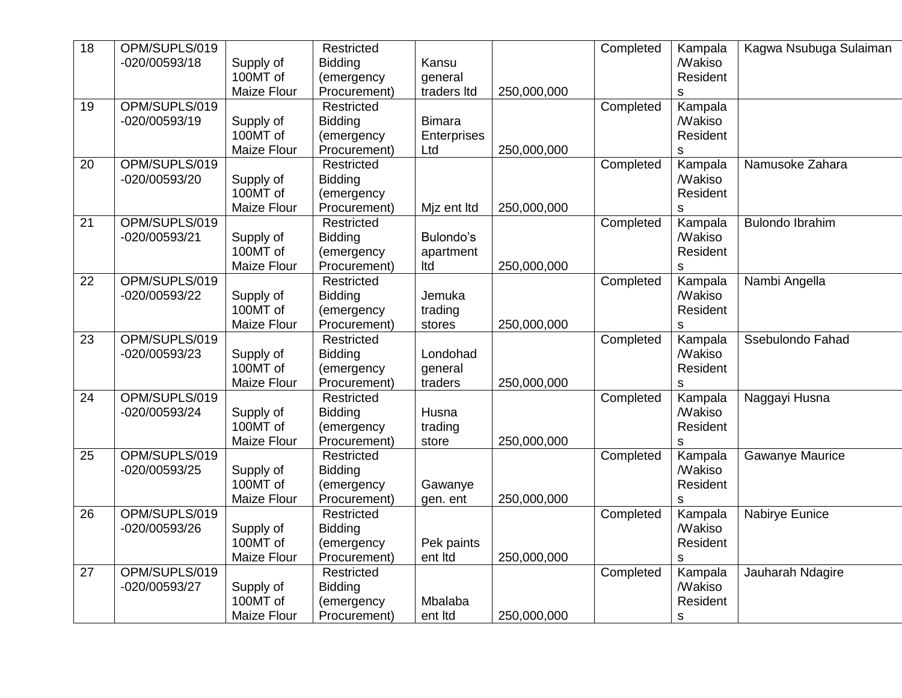| 18 | OPM/SUPLS/019-020/00593/18 | Supply of 100MT of Maize Flour | Restricted Bidding (emergency Procurement) | Kansu general traders ltd | 250,000,000 | Completed | Kampala /Wakiso Residents | Kagwa Nsubuga Sulaiman |
|---|---|---|---|---|---|---|---|---|
| 19 | OPM/SUPLS/019-020/00593/19 | Supply of 100MT of Maize Flour | Restricted Bidding (emergency Procurement) | Bimara Enterprises Ltd | 250,000,000 | Completed | Kampala /Wakiso Residents | |
| 20 | OPM/SUPLS/019-020/00593/20 | Supply of 100MT of Maize Flour | Restricted Bidding (emergency Procurement) | Mjz ent ltd | 250,000,000 | Completed | Kampala /Wakiso Residents | Namusoke Zahara |
| 21 | OPM/SUPLS/019-020/00593/21 | Supply of 100MT of Maize Flour | Restricted Bidding (emergency Procurement) | Bulondo's apartment ltd | 250,000,000 | Completed | Kampala /Wakiso Residents | Bulondo Ibrahim |
| 22 | OPM/SUPLS/019-020/00593/22 | Supply of 100MT of Maize Flour | Restricted Bidding (emergency Procurement) | Jemuka trading stores | 250,000,000 | Completed | Kampala /Wakiso Residents | Nambi Angella |
| 23 | OPM/SUPLS/019-020/00593/23 | Supply of 100MT of Maize Flour | Restricted Bidding (emergency Procurement) | Londohad general traders | 250,000,000 | Completed | Kampala /Wakiso Residents | Ssebulondo Fahad |
| 24 | OPM/SUPLS/019-020/00593/24 | Supply of 100MT of Maize Flour | Restricted Bidding (emergency Procurement) | Husna trading store | 250,000,000 | Completed | Kampala /Wakiso Residents | Naggayi Husna |
| 25 | OPM/SUPLS/019-020/00593/25 | Supply of 100MT of Maize Flour | Restricted Bidding (emergency Procurement) | Gawanye gen. ent | 250,000,000 | Completed | Kampala /Wakiso Residents | Gawanye Maurice |
| 26 | OPM/SUPLS/019-020/00593/26 | Supply of 100MT of Maize Flour | Restricted Bidding (emergency Procurement) | Pek paints ent ltd | 250,000,000 | Completed | Kampala /Wakiso Residents | Nabirye Eunice |
| 27 | OPM/SUPLS/019-020/00593/27 | Supply of 100MT of Maize Flour | Restricted Bidding (emergency Procurement) | Mbalaba ent ltd | 250,000,000 | Completed | Kampala /Wakiso Residents | Jauharah Ndagire |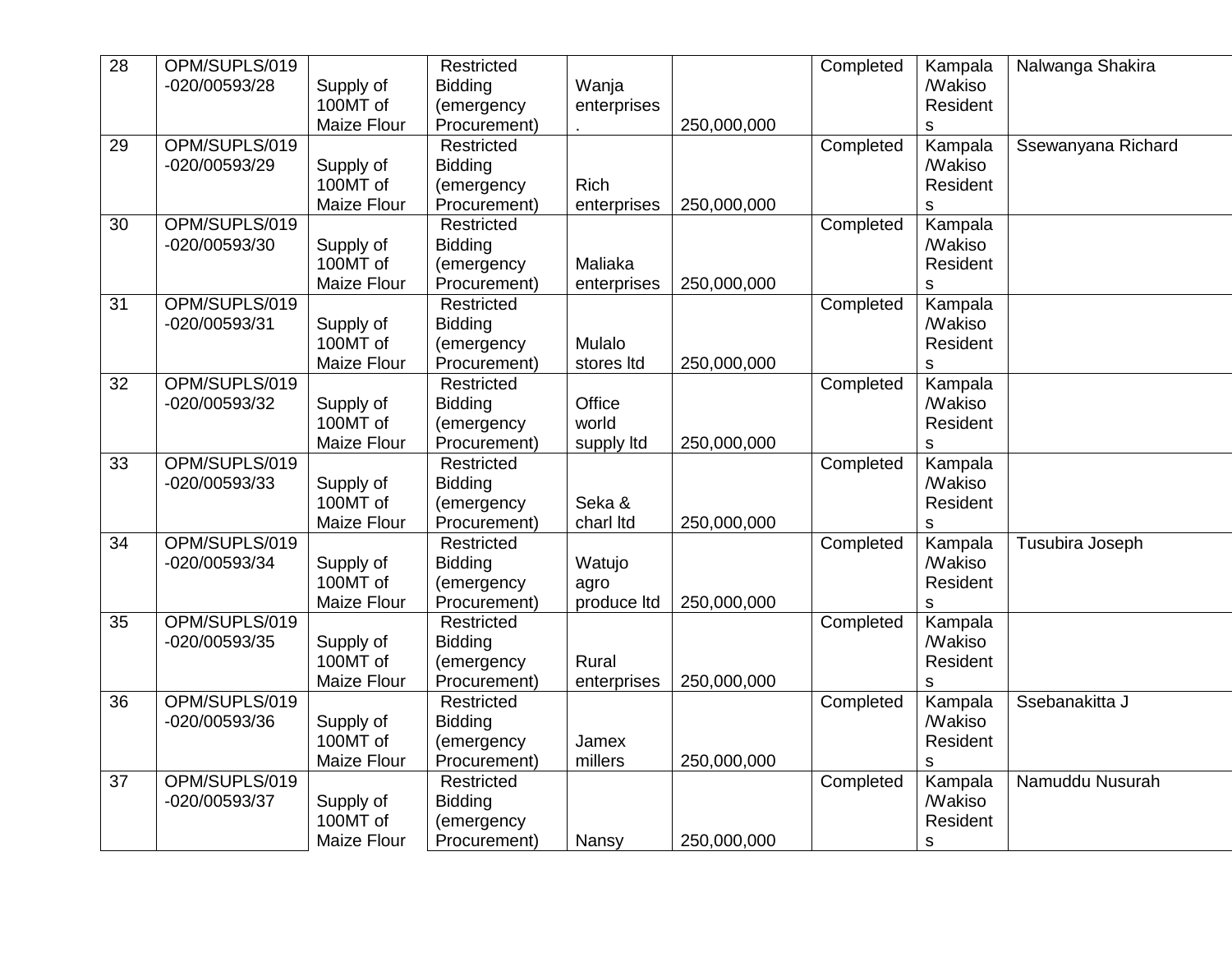| 28 | OPM/SUPLS/019-020/00593/28 | Supply of 100MT of Maize Flour | Restricted Bidding (emergency Procurement) | Wanja enterprises. | 250,000,000 | Completed | Kampala /Wakiso Residents | Nalwanga Shakira |
|---|---|---|---|---|---|---|---|---|
| 29 | OPM/SUPLS/019-020/00593/29 | Supply of 100MT of Maize Flour | Restricted Bidding (emergency Procurement) | Rich enterprises | 250,000,000 | Completed | Kampala /Wakiso Residents | Ssewanyana Richard |
| 30 | OPM/SUPLS/019-020/00593/30 | Supply of 100MT of Maize Flour | Restricted Bidding (emergency Procurement) | Maliaka enterprises | 250,000,000 | Completed | Kampala /Wakiso Residents | |
| 31 | OPM/SUPLS/019-020/00593/31 | Supply of 100MT of Maize Flour | Restricted Bidding (emergency Procurement) | Mulalo stores ltd | 250,000,000 | Completed | Kampala /Wakiso Residents | |
| 32 | OPM/SUPLS/019-020/00593/32 | Supply of 100MT of Maize Flour | Restricted Bidding (emergency Procurement) | Office world supply ltd | 250,000,000 | Completed | Kampala /Wakiso Residents | |
| 33 | OPM/SUPLS/019-020/00593/33 | Supply of 100MT of Maize Flour | Restricted Bidding (emergency Procurement) | Seka & charl ltd | 250,000,000 | Completed | Kampala /Wakiso Residents | |
| 34 | OPM/SUPLS/019-020/00593/34 | Supply of 100MT of Maize Flour | Restricted Bidding (emergency Procurement) | Watujo agro produce ltd | 250,000,000 | Completed | Kampala /Wakiso Residents | Tusubira Joseph |
| 35 | OPM/SUPLS/019-020/00593/35 | Supply of 100MT of Maize Flour | Restricted Bidding (emergency Procurement) | Rural enterprises | 250,000,000 | Completed | Kampala /Wakiso Residents | |
| 36 | OPM/SUPLS/019-020/00593/36 | Supply of 100MT of Maize Flour | Restricted Bidding (emergency Procurement) | Jamex millers | 250,000,000 | Completed | Kampala /Wakiso Residents | Ssebanakitta J |
| 37 | OPM/SUPLS/019-020/00593/37 | Supply of 100MT of Maize Flour | Restricted Bidding (emergency Procurement) | Nansy | 250,000,000 | Completed | Kampala /Wakiso Residents | Namuddu Nusurah |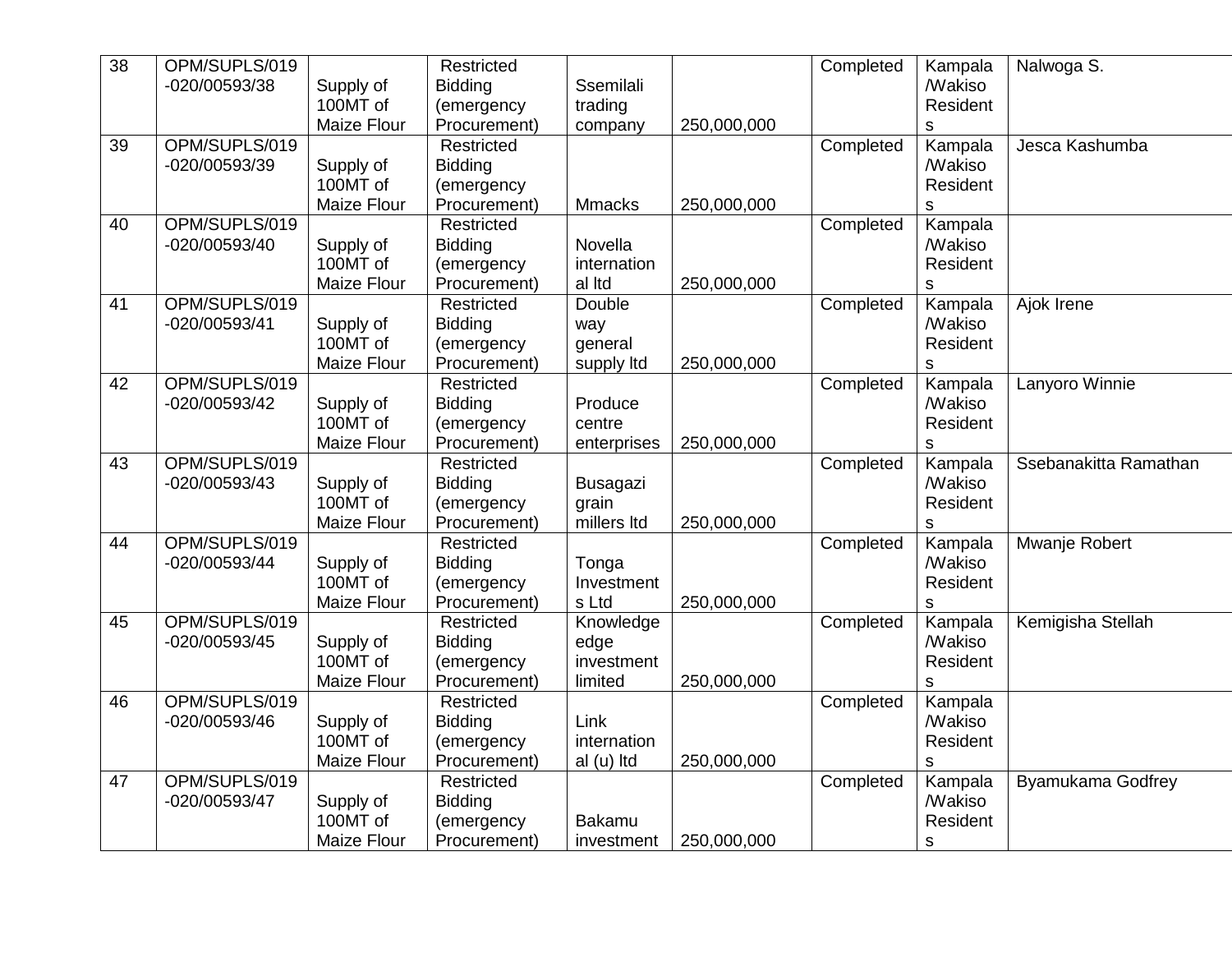| 38 | OPM/SUPLS/019-020/00593/38 | Supply of 100MT of Maize Flour | Restricted Bidding (emergency Procurement) | Ssemilali trading company | 250,000,000 | | Completed | Kampala /Wakiso Residents | Nalwoga S. |
|---|---|---|---|---|---|---|---|---|---|
| 39 | OPM/SUPLS/019-020/00593/39 | Supply of 100MT of Maize Flour | Restricted Bidding (emergency Procurement) | Mmacks | 250,000,000 | | Completed | Kampala /Wakiso Residents | Jesca Kashumba |
| 40 | OPM/SUPLS/019-020/00593/40 | Supply of 100MT of Maize Flour | Restricted Bidding (emergency Procurement) | Novella international ltd | 250,000,000 | | Completed | Kampala /Wakiso Residents | |
| 41 | OPM/SUPLS/019-020/00593/41 | Supply of 100MT of Maize Flour | Restricted Bidding (emergency Procurement) | Double way general supply ltd | 250,000,000 | | Completed | Kampala /Wakiso Residents | Ajok Irene |
| 42 | OPM/SUPLS/019-020/00593/42 | Supply of 100MT of Maize Flour | Restricted Bidding (emergency Procurement) | Produce centre enterprises | 250,000,000 | | Completed | Kampala /Wakiso Residents | Lanyoro Winnie |
| 43 | OPM/SUPLS/019-020/00593/43 | Supply of 100MT of Maize Flour | Restricted Bidding (emergency Procurement) | Busagazi grain millers ltd | 250,000,000 | | Completed | Kampala /Wakiso Residents | Ssebanakitta Ramathan |
| 44 | OPM/SUPLS/019-020/00593/44 | Supply of 100MT of Maize Flour | Restricted Bidding (emergency Procurement) | Tonga Investments Ltd | 250,000,000 | | Completed | Kampala /Wakiso Residents | Mwanje Robert |
| 45 | OPM/SUPLS/019-020/00593/45 | Supply of 100MT of Maize Flour | Restricted Bidding (emergency Procurement) | Knowledge edge investment limited | 250,000,000 | | Completed | Kampala /Wakiso Residents | Kemigisha Stellah |
| 46 | OPM/SUPLS/019-020/00593/46 | Supply of 100MT of Maize Flour | Restricted Bidding (emergency Procurement) | Link international (u) ltd | 250,000,000 | | Completed | Kampala /Wakiso Residents | |
| 47 | OPM/SUPLS/019-020/00593/47 | Supply of 100MT of Maize Flour | Restricted Bidding (emergency Procurement) | Bakamu investment | 250,000,000 | | Completed | Kampala /Wakiso Residents | Byamukama Godfrey |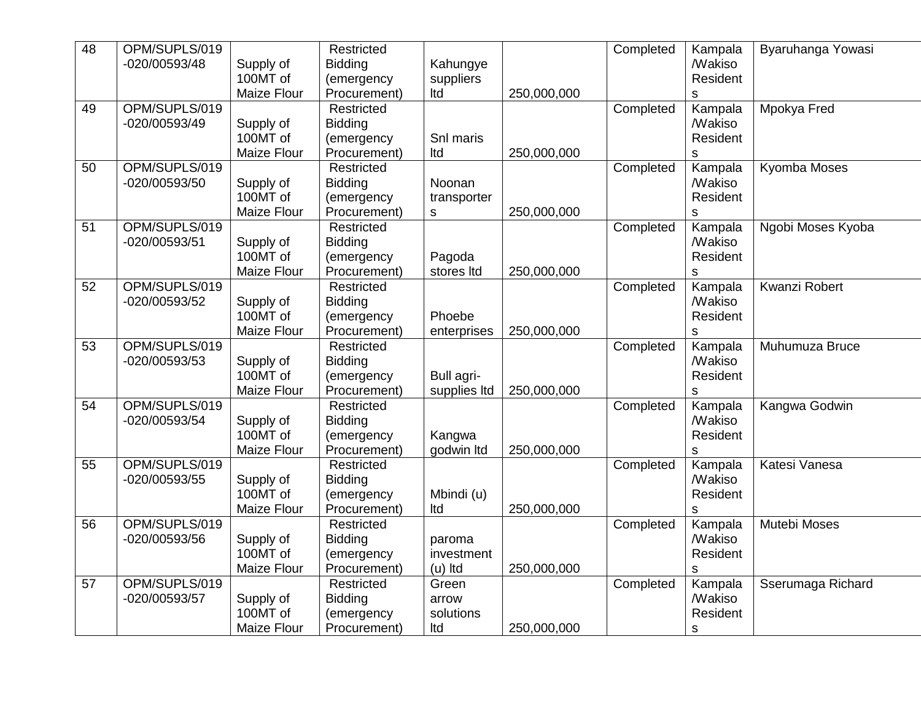| | | | | | | | | |
|---|---|---|---|---|---|---|---|---|
| 48 | OPM/SUPLS/019-020/00593/48 | Supply of 100MT of Maize Flour | Restricted Bidding (emergency Procurement) | Kahungye suppliers ltd | 250,000,000 | Completed | Kampala /Wakiso Residents | Byaruhanga Yowasi |
| 49 | OPM/SUPLS/019-020/00593/49 | Supply of 100MT of Maize Flour | Restricted Bidding (emergency Procurement) | Snl maris ltd | 250,000,000 | Completed | Kampala /Wakiso Residents | Mpokya Fred |
| 50 | OPM/SUPLS/019-020/00593/50 | Supply of 100MT of Maize Flour | Restricted Bidding (emergency Procurement) | Noonan transporters | 250,000,000 | Completed | Kampala /Wakiso Residents | Kyomba Moses |
| 51 | OPM/SUPLS/019-020/00593/51 | Supply of 100MT of Maize Flour | Restricted Bidding (emergency Procurement) | Pagoda stores ltd | 250,000,000 | Completed | Kampala /Wakiso Residents | Ngobi Moses Kyoba |
| 52 | OPM/SUPLS/019-020/00593/52 | Supply of 100MT of Maize Flour | Restricted Bidding (emergency Procurement) | Phoebe enterprises | 250,000,000 | Completed | Kampala /Wakiso Residents | Kwanzi Robert |
| 53 | OPM/SUPLS/019-020/00593/53 | Supply of 100MT of Maize Flour | Restricted Bidding (emergency Procurement) | Bull agri-supplies ltd | 250,000,000 | Completed | Kampala /Wakiso Residents | Muhumuza Bruce |
| 54 | OPM/SUPLS/019-020/00593/54 | Supply of 100MT of Maize Flour | Restricted Bidding (emergency Procurement) | Kangwa godwin ltd | 250,000,000 | Completed | Kampala /Wakiso Residents | Kangwa Godwin |
| 55 | OPM/SUPLS/019-020/00593/55 | Supply of 100MT of Maize Flour | Restricted Bidding (emergency Procurement) | Mbindi (u) ltd | 250,000,000 | Completed | Kampala /Wakiso Residents | Katesi Vanesa |
| 56 | OPM/SUPLS/019-020/00593/56 | Supply of 100MT of Maize Flour | Restricted Bidding (emergency Procurement) | paroma investment (u) ltd | 250,000,000 | Completed | Kampala /Wakiso Residents | Mutebi Moses |
| 57 | OPM/SUPLS/019-020/00593/57 | Supply of 100MT of Maize Flour | Restricted Bidding (emergency Procurement) | Green arrow solutions ltd | 250,000,000 | Completed | Kampala /Wakiso Residents | Sserumaga Richard |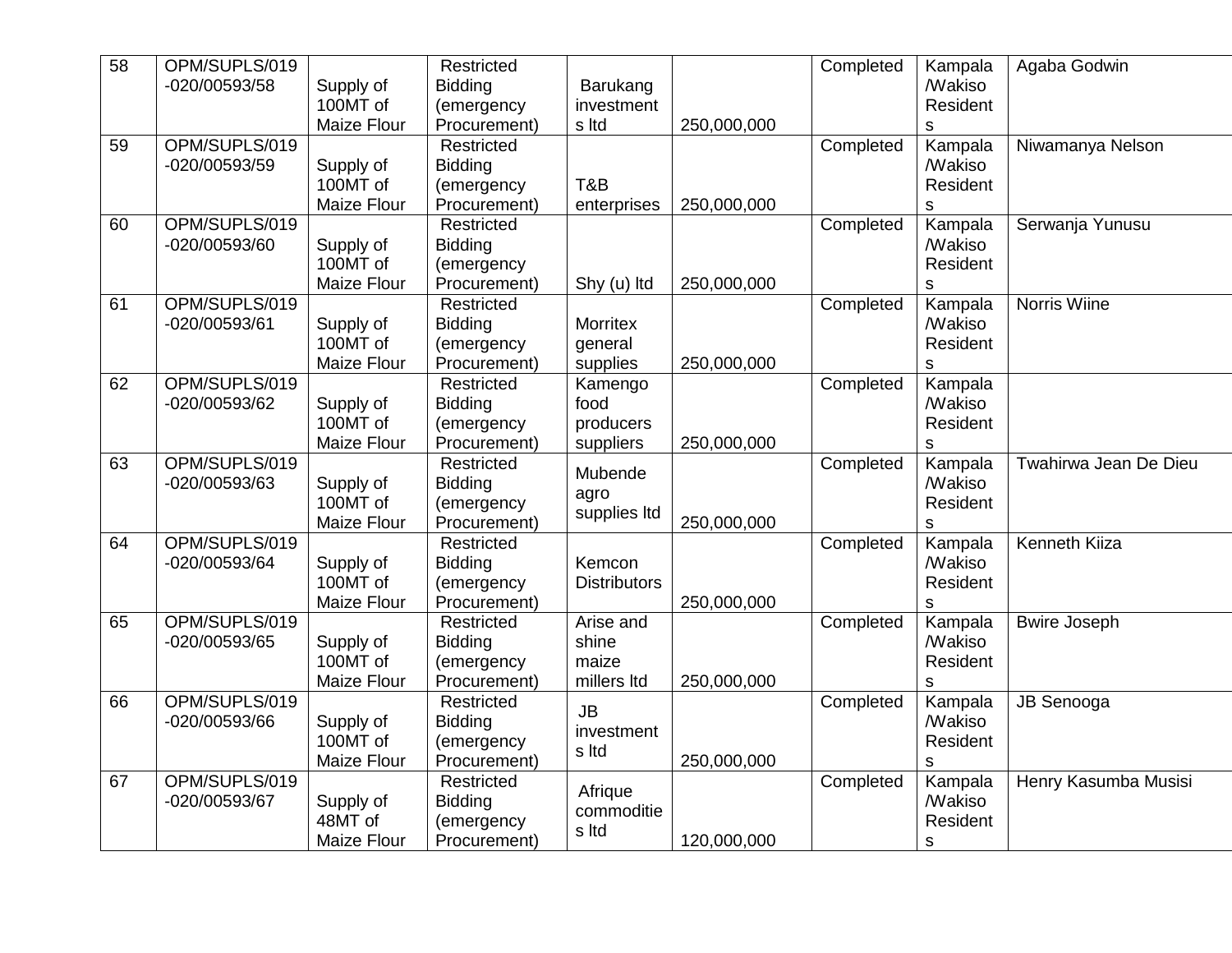| | | | | | | | | |
|---|---|---|---|---|---|---|---|---|
| 58 | OPM/SUPLS/019-020/00593/58 | Supply of 100MT of Maize Flour | Restricted Bidding (emergency Procurement) | Barukang investments ltd | 250,000,000 | Completed | Kampala /Wakiso Residents | Agaba Godwin |
| 59 | OPM/SUPLS/019-020/00593/59 | Supply of 100MT of Maize Flour | Restricted Bidding (emergency Procurement) | T&B enterprises | 250,000,000 | Completed | Kampala /Wakiso Residents | Niwamanya Nelson |
| 60 | OPM/SUPLS/019-020/00593/60 | Supply of 100MT of Maize Flour | Restricted Bidding (emergency Procurement) | Shy (u) ltd | 250,000,000 | Completed | Kampala /Wakiso Residents | Serwanja Yunusu |
| 61 | OPM/SUPLS/019-020/00593/61 | Supply of 100MT of Maize Flour | Restricted Bidding (emergency Procurement) | Morritex general supplies | 250,000,000 | Completed | Kampala /Wakiso Residents | Norris Wiine |
| 62 | OPM/SUPLS/019-020/00593/62 | Supply of 100MT of Maize Flour | Restricted Bidding (emergency Procurement) | Kamengo food producers suppliers | 250,000,000 | Completed | Kampala /Wakiso Residents | |
| 63 | OPM/SUPLS/019-020/00593/63 | Supply of 100MT of Maize Flour | Restricted Bidding (emergency Procurement) | Mubende agro supplies ltd | 250,000,000 | Completed | Kampala /Wakiso Residents | Twahirwa Jean De Dieu |
| 64 | OPM/SUPLS/019-020/00593/64 | Supply of 100MT of Maize Flour | Restricted Bidding (emergency Procurement) | Kemcon Distributors | 250,000,000 | Completed | Kampala /Wakiso Residents | Kenneth Kiiza |
| 65 | OPM/SUPLS/019-020/00593/65 | Supply of 100MT of Maize Flour | Restricted Bidding (emergency Procurement) | Arise and shine maize millers ltd | 250,000,000 | Completed | Kampala /Wakiso Residents | Bwire Joseph |
| 66 | OPM/SUPLS/019-020/00593/66 | Supply of 100MT of Maize Flour | Restricted Bidding (emergency Procurement) | JB investments ltd | 250,000,000 | Completed | Kampala /Wakiso Residents | JB Senooga |
| 67 | OPM/SUPLS/019-020/00593/67 | Supply of 48MT of Maize Flour | Restricted Bidding (emergency Procurement) | Afrique commodities ltd | 120,000,000 | Completed | Kampala /Wakiso Residents | Henry Kasumba Musisi |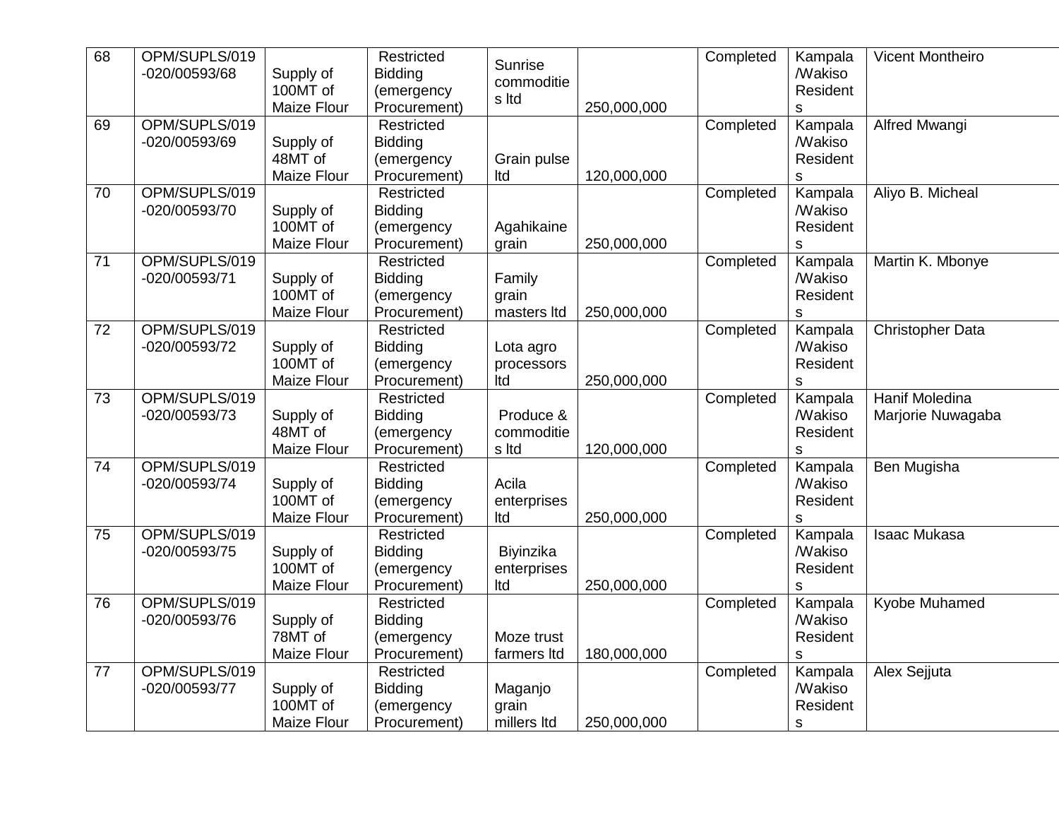| 68 | OPM/SUPLS/019-020/00593/68 | Supply of 100MT of Maize Flour | Restricted Bidding (emergency Procurement) | Sunrise commodities ltd | 250,000,000 | Completed | Kampala/Wakiso Residents | Vicent Montheiro |
|---|---|---|---|---|---|---|---|---|
| 69 | OPM/SUPLS/019-020/00593/69 | Supply of 48MT of Maize Flour | Restricted Bidding (emergency Procurement) | Grain pulse ltd | 120,000,000 | Completed | Kampala/Wakiso Residents | Alfred Mwangi |
| 70 | OPM/SUPLS/019-020/00593/70 | Supply of 100MT of Maize Flour | Restricted Bidding (emergency Procurement) | Agahikaine grain | 250,000,000 | Completed | Kampala/Wakiso Residents | Aliyo B. Micheal |
| 71 | OPM/SUPLS/019-020/00593/71 | Supply of 100MT of Maize Flour | Restricted Bidding (emergency Procurement) | Family grain masters ltd | 250,000,000 | Completed | Kampala/Wakiso Residents | Martin K. Mbonye |
| 72 | OPM/SUPLS/019-020/00593/72 | Supply of 100MT of Maize Flour | Restricted Bidding (emergency Procurement) | Lota agro processors ltd | 250,000,000 | Completed | Kampala/Wakiso Residents | Christopher Data |
| 73 | OPM/SUPLS/019-020/00593/73 | Supply of 48MT of Maize Flour | Restricted Bidding (emergency Procurement) | Produce & commodities ltd | 120,000,000 | Completed | Kampala/Wakiso Residents | Hanif Moledina Marjorie Nuwagaba |
| 74 | OPM/SUPLS/019-020/00593/74 | Supply of 100MT of Maize Flour | Restricted Bidding (emergency Procurement) | Acila enterprises ltd | 250,000,000 | Completed | Kampala/Wakiso Residents | Ben Mugisha |
| 75 | OPM/SUPLS/019-020/00593/75 | Supply of 100MT of Maize Flour | Restricted Bidding (emergency Procurement) | Biyinzika enterprises ltd | 250,000,000 | Completed | Kampala/Wakiso Residents | Isaac Mukasa |
| 76 | OPM/SUPLS/019-020/00593/76 | Supply of 78MT of Maize Flour | Restricted Bidding (emergency Procurement) | Moze trust farmers ltd | 180,000,000 | Completed | Kampala/Wakiso Residents | Kyobe Muhamed |
| 77 | OPM/SUPLS/019-020/00593/77 | Supply of 100MT of Maize Flour | Restricted Bidding (emergency Procurement) | Maganjo grain millers ltd | 250,000,000 | Completed | Kampala/Wakiso Residents | Alex Sejjuta |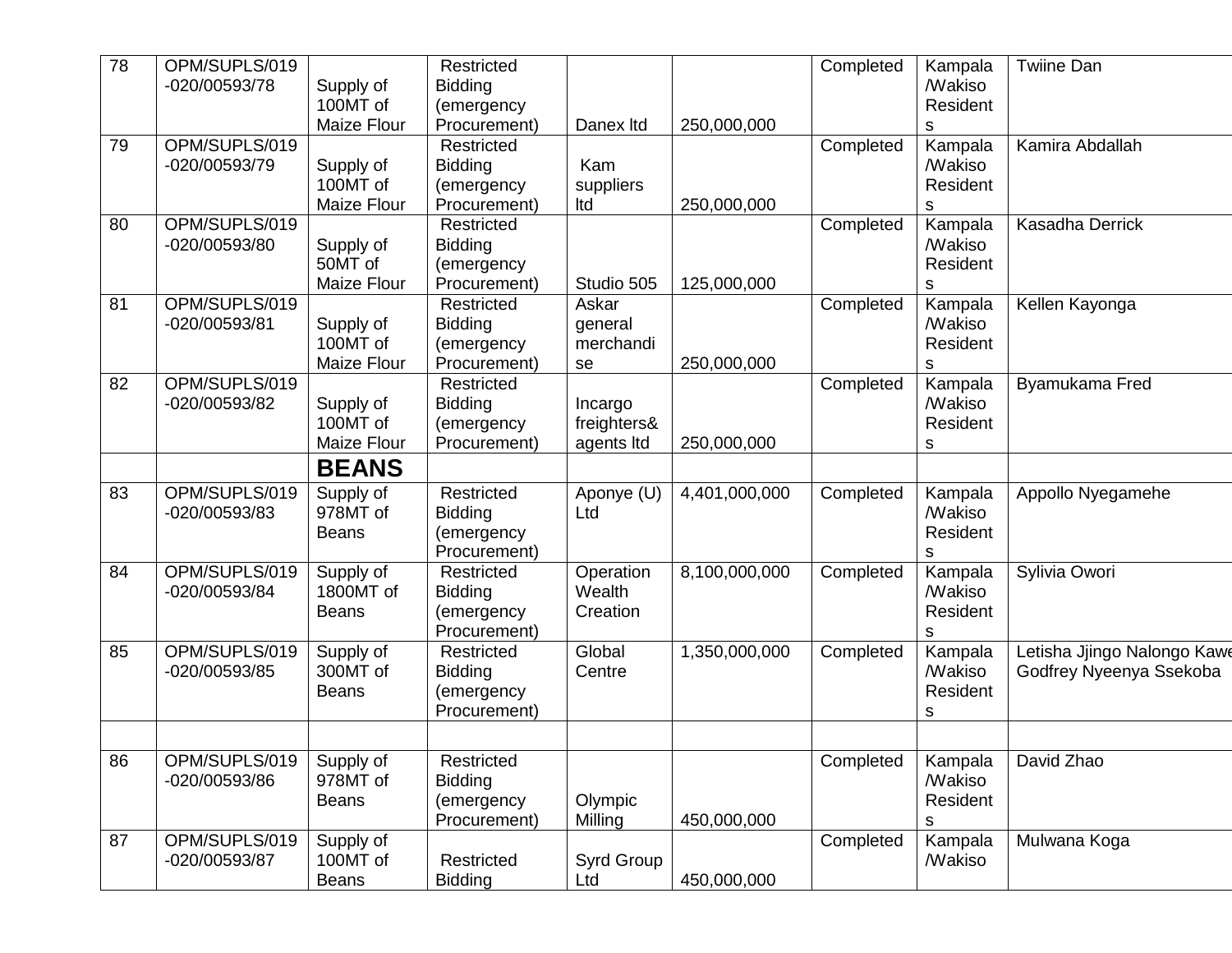| 78 | OPM/SUPLS/019-020/00593/78 | Supply of 100MT of Maize Flour | Restricted Bidding (emergency Procurement) | Danex ltd | 250,000,000 | Completed | Kampala /Wakiso Residents | Twiine Dan |
|---|---|---|---|---|---|---|---|---|
| 79 | OPM/SUPLS/019-020/00593/79 | Supply of 100MT of Maize Flour | Restricted Bidding (emergency Procurement) | Kam suppliers ltd | 250,000,000 | Completed | Kampala /Wakiso Residents | Kamira Abdallah |
| 80 | OPM/SUPLS/019-020/00593/80 | Supply of 50MT of Maize Flour | Restricted Bidding (emergency Procurement) | Studio 505 | 125,000,000 | Completed | Kampala /Wakiso Residents | Kasadha Derrick |
| 81 | OPM/SUPLS/019-020/00593/81 | Supply of 100MT of Maize Flour | Restricted Bidding (emergency Procurement) | Askar general merchandise | 250,000,000 | Completed | Kampala /Wakiso Residents | Kellen Kayonga |
| 82 | OPM/SUPLS/019-020/00593/82 | Supply of 100MT of Maize Flour | Restricted Bidding (emergency Procurement) | Incargo freighters& agents ltd | 250,000,000 | Completed | Kampala /Wakiso Residents | Byamukama Fred |
| | | **BEANS** | | | | | | |
| 83 | OPM/SUPLS/019-020/00593/83 | Supply of 978MT of Beans | Restricted Bidding (emergency Procurement) | Aponye (U) Ltd | 4,401,000,000 | Completed | Kampala /Wakiso Residents | Appollo Nyegamehe |
| 84 | OPM/SUPLS/019-020/00593/84 | Supply of 1800MT of Beans | Restricted Bidding (emergency Procurement) | Operation Wealth Creation | 8,100,000,000 | Completed | Kampala /Wakiso Residents | Sylivia Owori |
| 85 | OPM/SUPLS/019-020/00593/85 | Supply of 300MT of Beans | Restricted Bidding (emergency Procurement) | Global Centre | 1,350,000,000 | Completed | Kampala /Wakiso Residents | Letisha Jjingo Nalongo Kawe Godfrey Nyeenya Ssekoba |
| | | | | | | | | |
| 86 | OPM/SUPLS/019-020/00593/86 | Supply of 978MT of Beans | Restricted Bidding (emergency Procurement) | Olympic Milling | 450,000,000 | Completed | Kampala /Wakiso Residents | David Zhao |
| 87 | OPM/SUPLS/019-020/00593/87 | Supply of 100MT of Beans | Restricted Bidding | Syrd Group Ltd | 450,000,000 | Completed | Kampala /Wakiso | Mulwana Koga |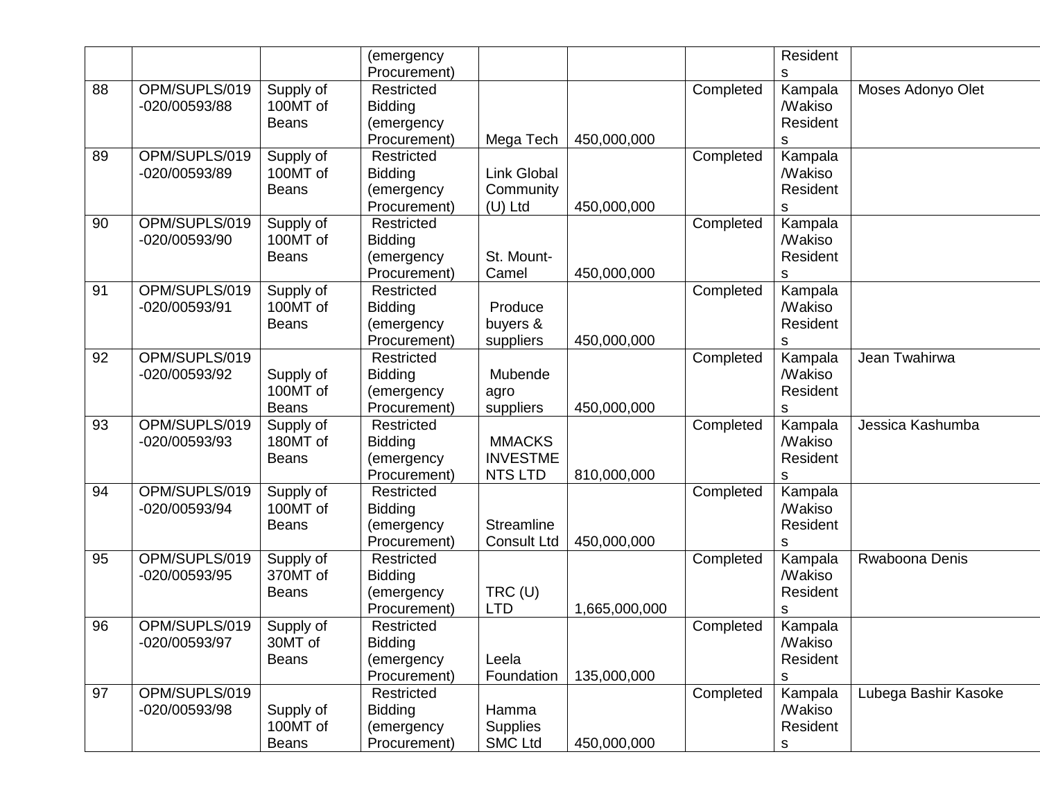| | | | (emergency Procurement) | | | | Residents | |
|---|---|---|---|---|---|---|---|---|
| 88 | OPM/SUPLS/019-020/00593/88 | Supply of 100MT of Beans | Restricted Bidding (emergency Procurement) | Mega Tech | 450,000,000 | Completed | Kampala /Wakiso Residents | Moses Adonyo Olet |
| 89 | OPM/SUPLS/019-020/00593/89 | Supply of 100MT of Beans | Restricted Bidding (emergency Procurement) | Link Global Community (U) Ltd | 450,000,000 | Completed | Kampala /Wakiso Residents | |
| 90 | OPM/SUPLS/019-020/00593/90 | Supply of 100MT of Beans | Restricted Bidding (emergency Procurement) | St. Mount-Camel | 450,000,000 | Completed | Kampala /Wakiso Residents | |
| 91 | OPM/SUPLS/019-020/00593/91 | Supply of 100MT of Beans | Restricted Bidding (emergency Procurement) | Produce buyers & suppliers | 450,000,000 | Completed | Kampala /Wakiso Residents | |
| 92 | OPM/SUPLS/019-020/00593/92 | Supply of 100MT of Beans | Restricted Bidding (emergency Procurement) | Mubende agro suppliers | 450,000,000 | Completed | Kampala /Wakiso Residents | Jean Twahirwa |
| 93 | OPM/SUPLS/019-020/00593/93 | Supply of 180MT of Beans | Restricted Bidding (emergency Procurement) | MMACKS INVESTMENTS LTD | 810,000,000 | Completed | Kampala /Wakiso Residents | Jessica Kashumba |
| 94 | OPM/SUPLS/019-020/00593/94 | Supply of 100MT of Beans | Restricted Bidding (emergency Procurement) | Streamline Consult Ltd | 450,000,000 | Completed | Kampala /Wakiso Residents | |
| 95 | OPM/SUPLS/019-020/00593/95 | Supply of 370MT of Beans | Restricted Bidding (emergency Procurement) | TRC (U) LTD | 1,665,000,000 | Completed | Kampala /Wakiso Residents | Rwaboona Denis |
| 96 | OPM/SUPLS/019-020/00593/97 | Supply of 30MT of Beans | Restricted Bidding (emergency Procurement) | Leela Foundation | 135,000,000 | Completed | Kampala /Wakiso Residents | |
| 97 | OPM/SUPLS/019-020/00593/98 | Supply of 100MT of Beans | Restricted Bidding (emergency Procurement) | Hamma Supplies SMC Ltd | 450,000,000 | Completed | Kampala /Wakiso Residents | Lubega Bashir Kasoke |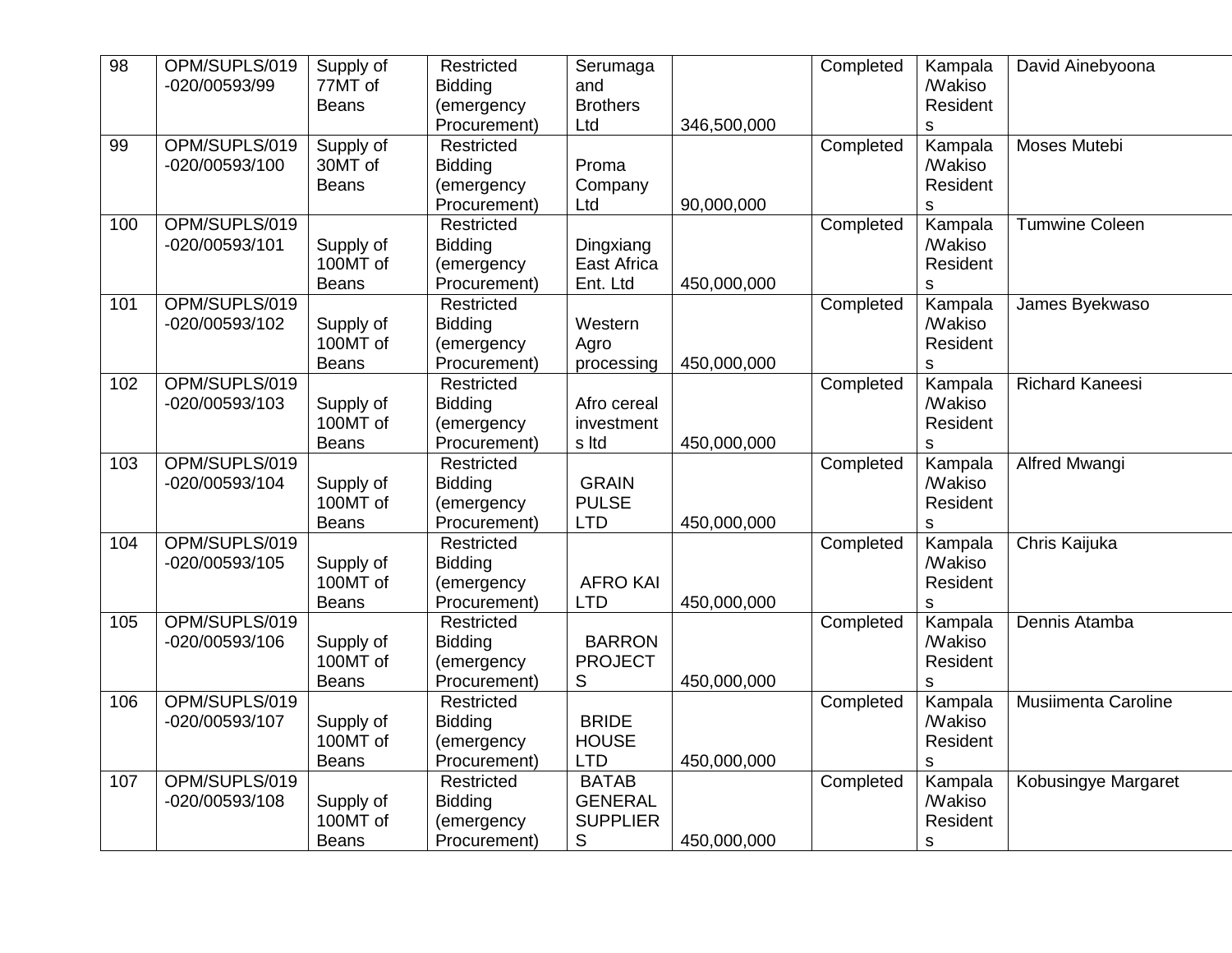| 98 | OPM/SUPLS/019-020/00593/99 | Supply of 77MT of Beans | Restricted Bidding (emergency Procurement) | Serumaga and Brothers Ltd | 346,500,000 | Completed | Kampala /Wakiso Residents | David Ainebyoona |
|---|---|---|---|---|---|---|---|---|
| 99 | OPM/SUPLS/019-020/00593/100 | Supply of 30MT of Beans | Restricted Bidding (emergency Procurement) | Proma Company Ltd | 90,000,000 | Completed | Kampala /Wakiso Residents | Moses Mutebi |
| 100 | OPM/SUPLS/019-020/00593/101 | Supply of 100MT of Beans | Restricted Bidding (emergency Procurement) | Dingxiang East Africa Ent. Ltd | 450,000,000 | Completed | Kampala /Wakiso Residents | Tumwine Coleen |
| 101 | OPM/SUPLS/019-020/00593/102 | Supply of 100MT of Beans | Restricted Bidding (emergency Procurement) | Western Agro processing | 450,000,000 | Completed | Kampala /Wakiso Residents | James Byekwaso |
| 102 | OPM/SUPLS/019-020/00593/103 | Supply of 100MT of Beans | Restricted Bidding (emergency Procurement) | Afro cereal investments ltd | 450,000,000 | Completed | Kampala /Wakiso Residents | Richard Kaneesi |
| 103 | OPM/SUPLS/019-020/00593/104 | Supply of 100MT of Beans | Restricted Bidding (emergency Procurement) | GRAIN PULSE LTD | 450,000,000 | Completed | Kampala /Wakiso Residents | Alfred Mwangi |
| 104 | OPM/SUPLS/019-020/00593/105 | Supply of 100MT of Beans | Restricted Bidding (emergency Procurement) | AFRO KAI LTD | 450,000,000 | Completed | Kampala /Wakiso Residents | Chris Kaijuka |
| 105 | OPM/SUPLS/019-020/00593/106 | Supply of 100MT of Beans | Restricted Bidding (emergency Procurement) | BARRON PROJECTS | 450,000,000 | Completed | Kampala /Wakiso Residents | Dennis Atamba |
| 106 | OPM/SUPLS/019-020/00593/107 | Supply of 100MT of Beans | Restricted Bidding (emergency Procurement) | BRIDE HOUSE LTD | 450,000,000 | Completed | Kampala /Wakiso Residents | Musiimenta Caroline |
| 107 | OPM/SUPLS/019-020/00593/108 | Supply of 100MT of Beans | Restricted Bidding (emergency Procurement) | BATAB GENERAL SUPPLIERS | 450,000,000 | Completed | Kampala /Wakiso Residents | Kobusingye Margaret |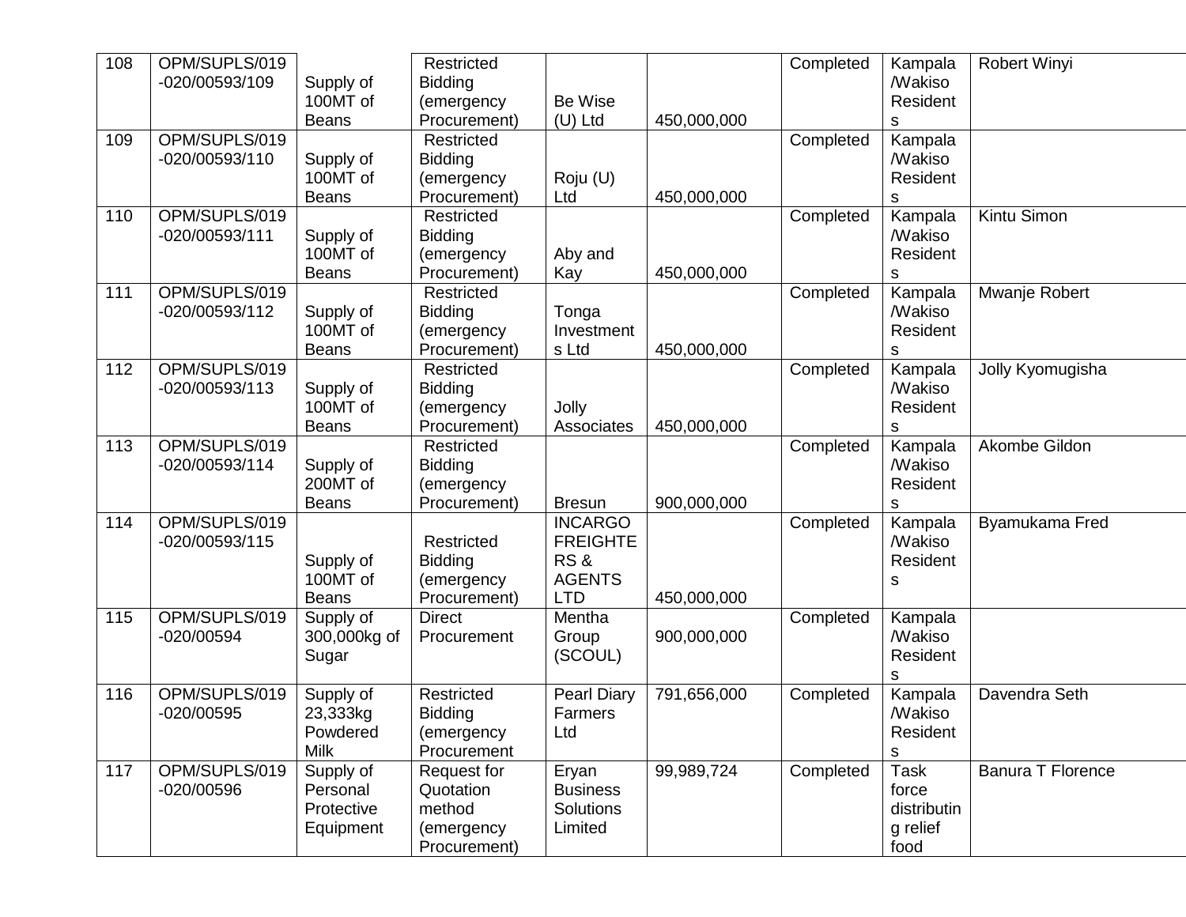| 108 | OPM/SUPLS/019-020/00593/109 | Supply of 100MT of Beans | Restricted Bidding (emergency Procurement) | Be Wise (U) Ltd | 450,000,000 | Completed | Kampala /Wakiso Residents | Robert Winyi |
|---|---|---|---|---|---|---|---|---|
| 109 | OPM/SUPLS/019-020/00593/110 | Supply of 100MT of Beans | Restricted Bidding (emergency Procurement) | Roju (U) Ltd | 450,000,000 | Completed | Kampala /Wakiso Residents | |
| 110 | OPM/SUPLS/019-020/00593/111 | Supply of 100MT of Beans | Restricted Bidding (emergency Procurement) | Aby and Kay | 450,000,000 | Completed | Kampala /Wakiso Residents | Kintu Simon |
| 111 | OPM/SUPLS/019-020/00593/112 | Supply of 100MT of Beans | Restricted Bidding (emergency Procurement) | Tonga Investments Ltd | 450,000,000 | Completed | Kampala /Wakiso Residents | Mwanje Robert |
| 112 | OPM/SUPLS/019-020/00593/113 | Supply of 100MT of Beans | Restricted Bidding (emergency Procurement) | Jolly Associates | 450,000,000 | Completed | Kampala /Wakiso Residents | Jolly Kyomugisha |
| 113 | OPM/SUPLS/019-020/00593/114 | Supply of 200MT of Beans | Restricted Bidding (emergency Procurement) | Bresun | 900,000,000 | Completed | Kampala /Wakiso Residents | Akombe Gildon |
| 114 | OPM/SUPLS/019-020/00593/115 | Supply of 100MT of Beans | Restricted Bidding (emergency Procurement) | INCARGO FREIGHTERS & AGENTS LTD | 450,000,000 | Completed | Kampala /Wakiso Residents | Byamukama Fred |
| 115 | OPM/SUPLS/019-020/00594 | Supply of 300,000kg of Sugar | Direct Procurement | Mentha Group (SCOUL) | 900,000,000 | Completed | Kampala /Wakiso Residents | |
| 116 | OPM/SUPLS/019-020/00595 | Supply of 23,333kg Powdered Milk | Restricted Bidding (emergency Procurement | Pearl Diary Farmers Ltd | 791,656,000 | Completed | Kampala /Wakiso Residents | Davendra Seth |
| 117 | OPM/SUPLS/019-020/00596 | Supply of Personal Protective Equipment | Request for Quotation method (emergency Procurement) | Eryan Business Solutions Limited | 99,989,724 | Completed | Task force distributing relief food | Banura T Florence |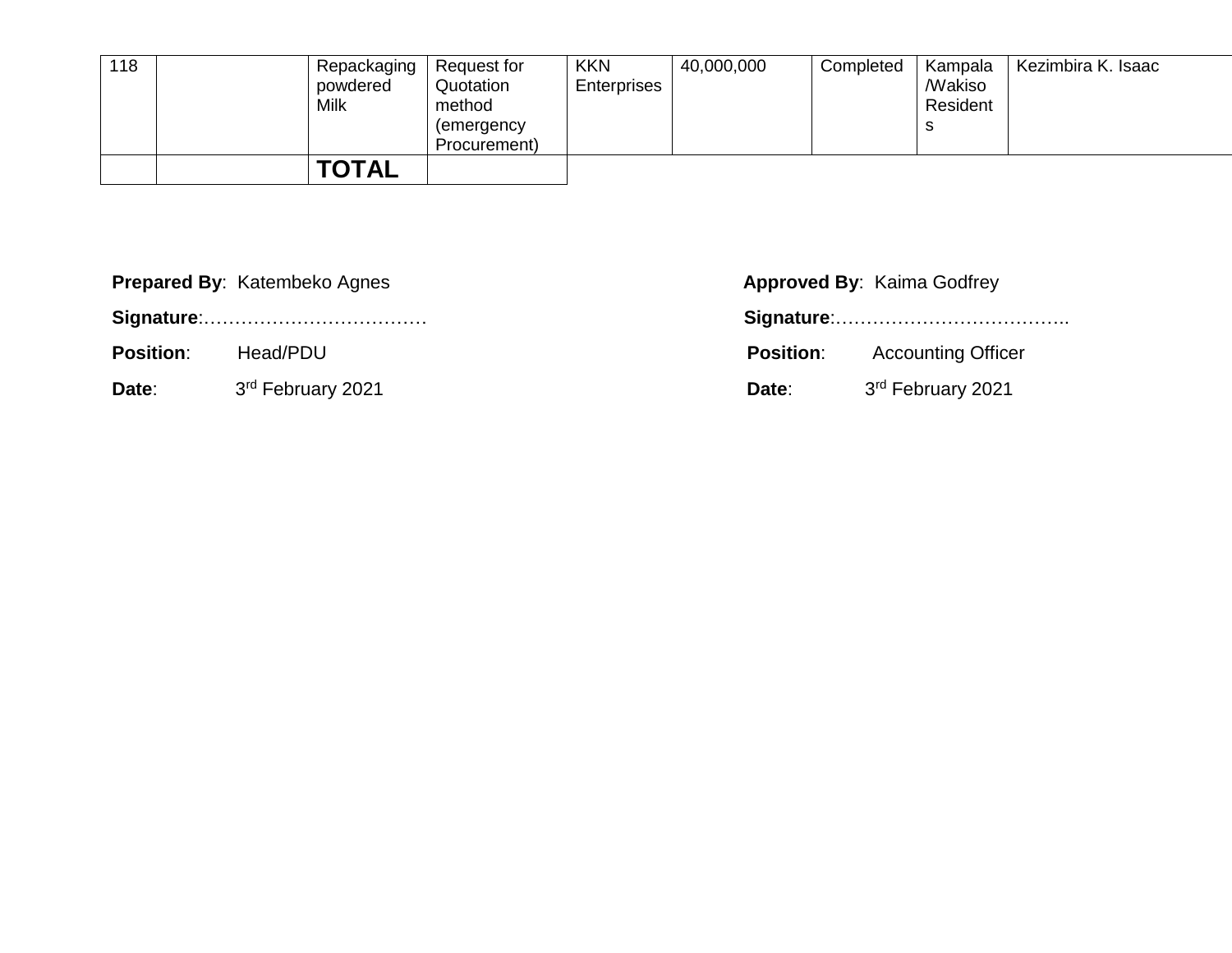| | | | | | | | | |
|---|---|---|---|---|---|---|---|---|
| 118 | | Repackaging powdered Milk | Request for Quotation method (emergency Procurement) | KKN Enterprises | 40,000,000 | Completed | Kampala /Wakiso Residents | Kezimbira K. Isaac |
| | | **TOTAL** | | | | | | |

**Prepared By**: Katembeko Agnes

**Signature**:………………………………

**Position**: Head/PDU

**Date**: 3rd February 2021

**Approved By**: Kaima Godfrey

**Signature**:………………………………..

**Position**: Accounting Officer

**Date**: 3rd February 2021